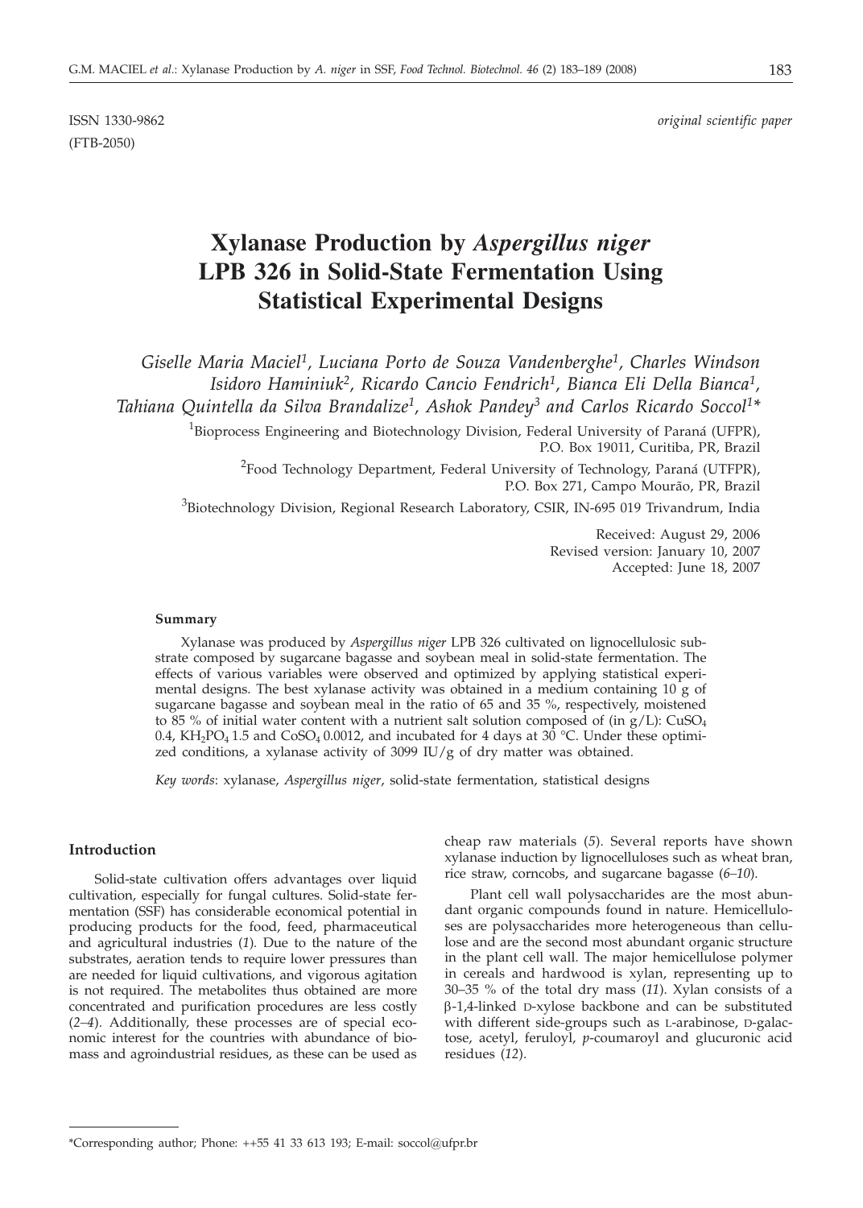ISSN 1330-9862 *original scientific paper*

(FTB-2050)

# Xylanase Production by *Aspergillus niger* LPB 326 in Solid-State Fermentation Using Statistical Experimental Designs

*Giselle Maria Maciel[1], Luciana Porto de Souza Vandenberghe[1], Charles Windson Isidoro Haminiuk[2], Ricardo Cancio Fendrich[1], Bianca Eli Della Bianca[1], Tahiana Quintella da Silva Brandalize[1], Ashok Pandey[3] and Carlos Ricardo Soccol[1]\**

[1]Bioprocess Engineering and Biotechnology Division, Federal University of Paraná (UFPR), P.O. Box 19011, Curitiba, PR, Brazil

[2]Food Technology Department, Federal University of Technology, Paraná (UTFPR), P.O. Box 271, Campo Mourão, PR, Brazil

[3]Biotechnology Division, Regional Research Laboratory, CSIR, IN-695 019 Trivandrum, India

Received: August 29, 2006
Revised version: January 10, 2007
Accepted: June 18, 2007

**Summary**

Xylanase was produced by *Aspergillus niger* LPB 326 cultivated on lignocellulosic substrate composed by sugarcane bagasse and soybean meal in solid-state fermentation. The effects of various variables were observed and optimized by applying statistical experimental designs. The best xylanase activity was obtained in a medium containing 10 g of sugarcane bagasse and soybean meal in the ratio of 65 and 35 %, respectively, moistened to 85 % of initial water content with a nutrient salt solution composed of (in g/L): $CuSO_4$ 0.4, $KH_2PO_4$ 1.5 and $CoSO_4$ 0.0012, and incubated for 4 days at 30 °C. Under these optimized conditions, a xylanase activity of 3099 IU/g of dry matter was obtained.

*Key words*: xylanase, *Aspergillus niger*, solid-state fermentation, statistical designs

## Introduction

Solid-state cultivation offers advantages over liquid cultivation, especially for fungal cultures. Solid-state fermentation (SSF) has considerable economical potential in producing products for the food, feed, pharmaceutical and agricultural industries (*1*). Due to the nature of the substrates, aeration tends to require lower pressures than are needed for liquid cultivations, and vigorous agitation is not required. The metabolites thus obtained are more concentrated and purification procedures are less costly (*2–4*). Additionally, these processes are of special economic interest for the countries with abundance of biomass and agroindustrial residues, as these can be used as cheap raw materials (*5*). Several reports have shown xylanase induction by lignocelluloses such as wheat bran, rice straw, corncobs, and sugarcane bagasse (*6–10*).

Plant cell wall polysaccharides are the most abundant organic compounds found in nature. Hemicelluloses are polysaccharides more heterogeneous than cellulose and are the second most abundant organic structure in the plant cell wall. The major hemicellulose polymer in cereals and hardwood is xylan, representing up to 30–35 % of the total dry mass (*11*). Xylan consists of a β-1,4-linked D-xylose backbone and can be substituted with different side-groups such as L-arabinose, D-galactose, acetyl, feruloyl, *p*-coumaroyl and glucuronic acid residues (*12*).

\*Corresponding author; Phone: ++55 41 33 613 193; E-mail: soccol@ufpr.br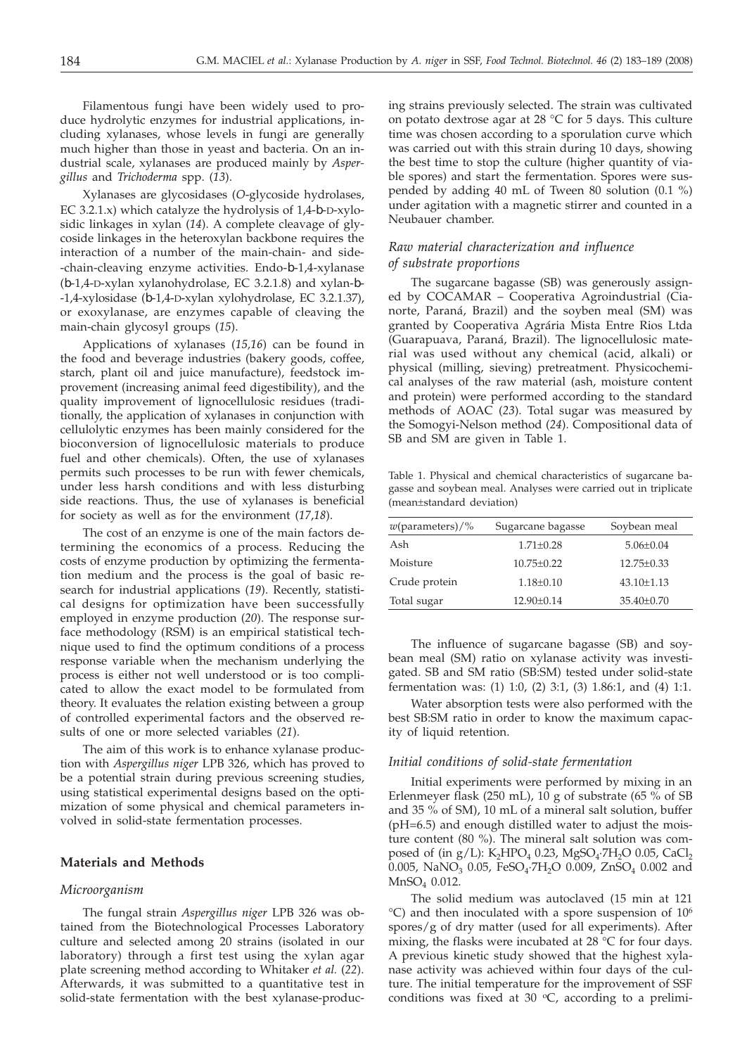Filamentous fungi have been widely used to produce hydrolytic enzymes for industrial applications, including xylanases, whose levels in fungi are generally much higher than those in yeast and bacteria. On an industrial scale, xylanases are produced mainly by *Aspergillus* and *Trichoderma* spp. (*13*).

Xylanases are glycosidases (*O*-glycoside hydrolases, EC 3.2.1.x) which catalyze the hydrolysis of 1,4-β-D-xylosidic linkages in xylan (*14*). A complete cleavage of glycoside linkages in the heteroxylan backbone requires the interaction of a number of the main-chain- and side-chain-cleaving enzyme activities. Endo-β-1,4-xylanase (β-1,4-D-xylan xylanohydrolase, EC 3.2.1.8) and xylan-β-1,4-xylosidase (β-1,4-D-xylan xylohydrolase, EC 3.2.1.37), or exoxylanase, are enzymes capable of cleaving the main-chain glycosyl groups (*15*).

Applications of xylanases (*15,16*) can be found in the food and beverage industries (bakery goods, coffee, starch, plant oil and juice manufacture), feedstock improvement (increasing animal feed digestibility), and the quality improvement of lignocellulosic residues (traditionally, the application of xylanases in conjunction with cellulolytic enzymes has been mainly considered for the bioconversion of lignocellulosic materials to produce fuel and other chemicals). Often, the use of xylanases permits such processes to be run with fewer chemicals, under less harsh conditions and with less disturbing side reactions. Thus, the use of xylanases is beneficial for society as well as for the environment (*17,18*).

The cost of an enzyme is one of the main factors determining the economics of a process. Reducing the costs of enzyme production by optimizing the fermentation medium and the process is the goal of basic research for industrial applications (*19*). Recently, statistical designs for optimization have been successfully employed in enzyme production (*20*). The response surface methodology (RSM) is an empirical statistical technique used to find the optimum conditions of a process response variable when the mechanism underlying the process is either not well understood or is too complicated to allow the exact model to be formulated from theory. It evaluates the relation existing between a group of controlled experimental factors and the observed results of one or more selected variables (*21*).

The aim of this work is to enhance xylanase production with *Aspergillus niger* LPB 326, which has proved to be a potential strain during previous screening studies, using statistical experimental designs based on the optimization of some physical and chemical parameters involved in solid-state fermentation processes.

## Materials and Methods

### Microorganism

The fungal strain *Aspergillus niger* LPB 326 was obtained from the Biotechnological Processes Laboratory culture and selected among 20 strains (isolated in our laboratory) through a first test using the xylan agar plate screening method according to Whitaker *et al.* (*22*). Afterwards, it was submitted to a quantitative test in solid-state fermentation with the best xylanase-producing strains previously selected. The strain was cultivated on potato dextrose agar at 28 °C for 5 days. This culture time was chosen according to a sporulation curve which was carried out with this strain during 10 days, showing the best time to stop the culture (higher quantity of viable spores) and start the fermentation. Spores were suspended by adding 40 mL of Tween 80 solution (0.1 %) under agitation with a magnetic stirrer and counted in a Neubauer chamber.

### Raw material characterization and influence of substrate proportions

The sugarcane bagasse (SB) was generously assigned by COCAMAR – Cooperativa Agroindustrial (Cianorte, Paraná, Brazil) and the soyben meal (SM) was granted by Cooperativa Agrária Mista Entre Rios Ltda (Guarapuava, Paraná, Brazil). The lignocellulosic material was used without any chemical (acid, alkali) or physical (milling, sieving) pretreatment. Physicochemical analyses of the raw material (ash, moisture content and protein) were performed according to the standard methods of AOAC (*23*). Total sugar was measured by the Somogyi-Nelson method (*24*). Compositional data of SB and SM are given in Table 1.

Table 1. Physical and chemical characteristics of sugarcane bagasse and soybean meal. Analyses were carried out in triplicate (mean±standard deviation)

| $w$(parameters)/% | Sugarcane bagasse | Soybean meal |
|---|---|---|
| Ash | 1.71±0.28 | 5.06±0.04 |
| Moisture | 10.75±0.22 | 12.75±0.33 |
| Crude protein | 1.18±0.10 | 43.10±1.13 |
| Total sugar | 12.90±0.14 | 35.40±0.70 |

The influence of sugarcane bagasse (SB) and soybean meal (SM) ratio on xylanase activity was investigated. SB and SM ratio (SB:SM) tested under solid-state fermentation was: (1) 1:0, (2) 3:1, (3) 1.86:1, and (4) 1:1.

Water absorption tests were also performed with the best SB:SM ratio in order to know the maximum capacity of liquid retention.

### Initial conditions of solid-state fermentation

Initial experiments were performed by mixing in an Erlenmeyer flask (250 mL), 10 g of substrate (65 % of SB and 35 % of SM), 10 mL of a mineral salt solution, buffer (pH=6.5) and enough distilled water to adjust the moisture content (80 %). The mineral salt solution was composed of (in g/L): $K_2HPO_4$ 0.23, $MgSO_4 \cdot 7H_2O$ 0.05, $CaCl_2$ 0.005, $NaNO_3$ 0.05, $FeSO_4 \cdot 7H_2O$ 0.009, $ZnSO_4$ 0.002 and $MnSO_4$ 0.012.

The solid medium was autoclaved (15 min at 121 °C) and then inoculated with a spore suspension of $10^6$ spores/g of dry matter (used for all experiments). After mixing, the flasks were incubated at 28 °C for four days. A previous kinetic study showed that the highest xylanase activity was achieved within four days of the culture. The initial temperature for the improvement of SSF conditions was fixed at 30 °C, according to a prelimi-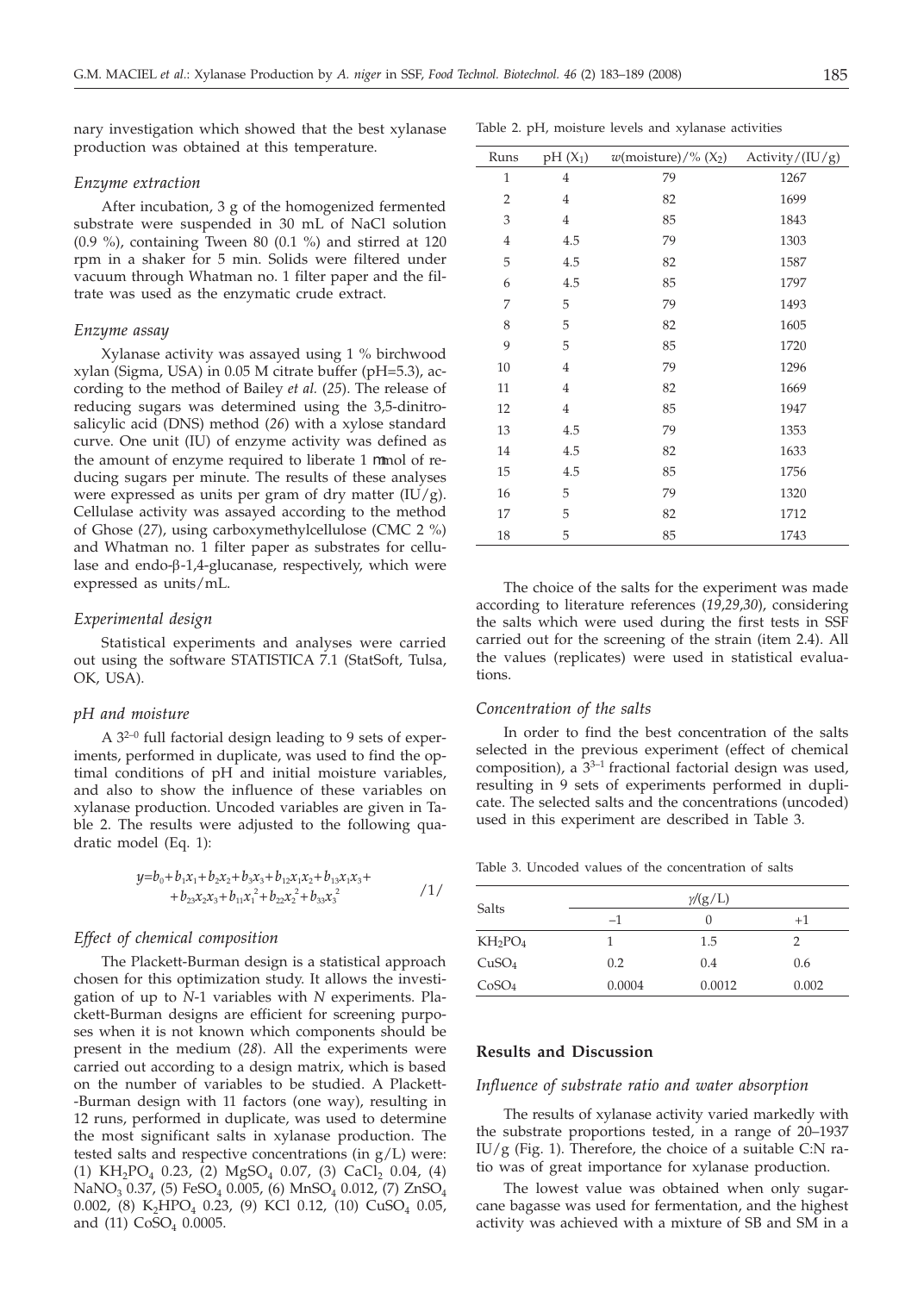nary investigation which showed that the best xylanase production was obtained at this temperature.

### *Enzyme extraction*

After incubation, 3 g of the homogenized fermented substrate were suspended in 30 mL of NaCl solution (0.9 %), containing Tween 80 (0.1 %) and stirred at 120 rpm in a shaker for 5 min. Solids were filtered under vacuum through Whatman no. 1 filter paper and the filtrate was used as the enzymatic crude extract.

### *Enzyme assay*

Xylanase activity was assayed using 1 % birchwood xylan (Sigma, USA) in 0.05 M citrate buffer (pH=5.3), according to the method of Bailey *et al.* (*25*). The release of reducing sugars was determined using the 3,5-dinitrosalicylic acid (DNS) method (*26*) with a xylose standard curve. One unit (IU) of enzyme activity was defined as the amount of enzyme required to liberate 1 μmol of reducing sugars per minute. The results of these analyses were expressed as units per gram of dry matter (IU/g). Cellulase activity was assayed according to the method of Ghose (*27*), using carboxymethylcellulose (CMC 2 %) and Whatman no. 1 filter paper as substrates for cellulase and endo-β-1,4-glucanase, respectively, which were expressed as units/mL.

### *Experimental design*

Statistical experiments and analyses were carried out using the software STATISTICA 7.1 (StatSoft, Tulsa, OK, USA).

### *pH and moisture*

A $3^{2-0}$ full factorial design leading to 9 sets of experiments, performed in duplicate, was used to find the optimal conditions of pH and initial moisture variables, and also to show the influence of these variables on xylanase production. Uncoded variables are given in Table 2. The results were adjusted to the following quadratic model (Eq. 1):

$$y=b_0+b_1x_1+b_2x_2+b_3x_3+b_{12}x_1x_2+b_{13}x_1x_3+b_{23}x_2x_3+b_{11}x_1^2+b_{22}x_2^2+b_{33}x_3^2 \qquad /1/$$

### *Effect of chemical composition*

The Plackett-Burman design is a statistical approach chosen for this optimization study. It allows the investigation of up to *N*-1 variables with *N* experiments. Plackett-Burman designs are efficient for screening purposes when it is not known which components should be present in the medium (*28*). All the experiments were carried out according to a design matrix, which is based on the number of variables to be studied. A Plackett-Burman design with 11 factors (one way), resulting in 12 runs, performed in duplicate, was used to determine the most significant salts in xylanase production. The tested salts and respective concentrations (in g/L) were: (1) $KH_2PO_4$ 0.23, (2) $MgSO_4$ 0.07, (3) $CaCl_2$ 0.04, (4) $NaNO_3$ 0.37, (5) $FeSO_4$ 0.005, (6) $MnSO_4$ 0.012, (7) $ZnSO_4$ 0.002, (8) $K_2HPO_4$ 0.23, (9) KCl 0.12, (10) $CuSO_4$ 0.05, and (11) $CoSO_4$ 0.0005.

Table 2. pH, moisture levels and xylanase activities

| Runs | pH ($X_1$) | *w*(moisture)/% ($X_2$) | Activity/(IU/g) |
|---|---|---|---|
| 1 | 4 | 79 | 1267 |
| 2 | 4 | 82 | 1699 |
| 3 | 4 | 85 | 1843 |
| 4 | 4.5 | 79 | 1303 |
| 5 | 4.5 | 82 | 1587 |
| 6 | 4.5 | 85 | 1797 |
| 7 | 5 | 79 | 1493 |
| 8 | 5 | 82 | 1605 |
| 9 | 5 | 85 | 1720 |
| 10 | 4 | 79 | 1296 |
| 11 | 4 | 82 | 1669 |
| 12 | 4 | 85 | 1947 |
| 13 | 4.5 | 79 | 1353 |
| 14 | 4.5 | 82 | 1633 |
| 15 | 4.5 | 85 | 1756 |
| 16 | 5 | 79 | 1320 |
| 17 | 5 | 82 | 1712 |
| 18 | 5 | 85 | 1743 |

The choice of the salts for the experiment was made according to literature references (*19*,*29*,*30*), considering the salts which were used during the first tests in SSF carried out for the screening of the strain (item 2.4). All the values (replicates) were used in statistical evaluations.

### *Concentration of the salts*

In order to find the best concentration of the salts selected in the previous experiment (effect of chemical composition), a $3^{3-1}$ fractional factorial design was used, resulting in 9 sets of experiments performed in duplicate. The selected salts and the concentrations (uncoded) used in this experiment are described in Table 3.

Table 3. Uncoded values of the concentration of salts

| Salts | *γ*/(g/L) | | |
|---|---|---|---|
| | −1 | 0 | +1 |
| $KH_2PO_4$ | 1 | 1.5 | 2 |
| $CuSO_4$ | 0.2 | 0.4 | 0.6 |
| $CoSO_4$ | 0.0004 | 0.0012 | 0.002 |

## Results and Discussion

### *Influence of substrate ratio and water absorption*

The results of xylanase activity varied markedly with the substrate proportions tested, in a range of 20–1937 IU/g (Fig. 1). Therefore, the choice of a suitable C:N ratio was of great importance for xylanase production.

The lowest value was obtained when only sugarcane bagasse was used for fermentation, and the highest activity was achieved with a mixture of SB and SM in a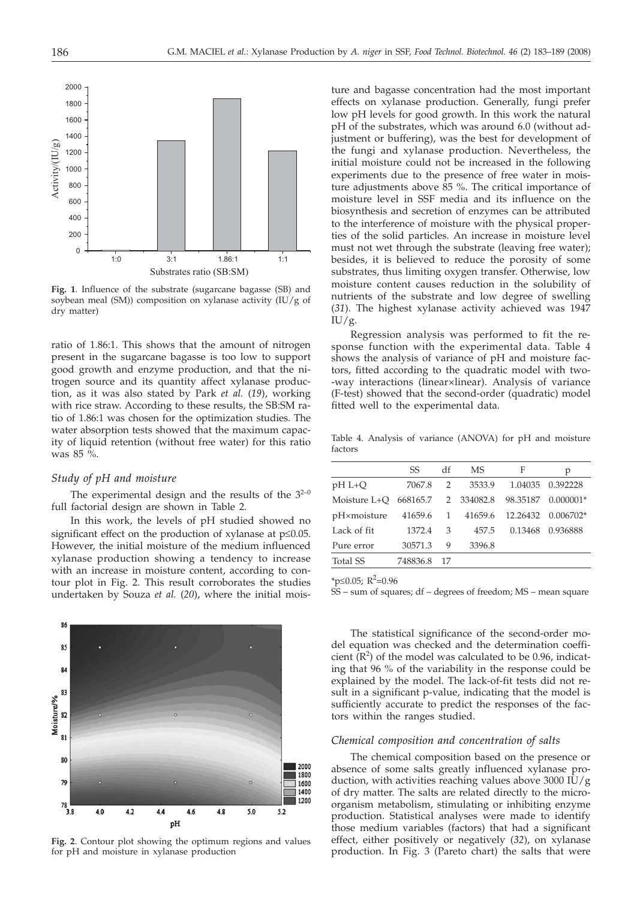Fig. 1. Influence of the substrate (sugarcane bagasse (SB) and soybean meal (SM)) composition on xylanase activity (IU/g of dry matter)

ratio of 1.86:1. This shows that the amount of nitrogen present in the sugarcane bagasse is too low to support good growth and enzyme production, and that the nitrogen source and its quantity affect xylanase production, as it was also stated by Park *et al.* (*19*), working with rice straw. According to these results, the SB:SM ratio of 1.86:1 was chosen for the optimization studies. The water absorption tests showed that the maximum capacity of liquid retention (without free water) for this ratio was 85 %.

### *Study of pH and moisture*

The experimental design and the results of the $3^{2-0}$ full factorial design are shown in Table 2.

In this work, the levels of pH studied showed no significant effect on the production of xylanase at $p \leq 0.05$. However, the initial moisture of the medium influenced xylanase production showing a tendency to increase with an increase in moisture content, according to contour plot in Fig. 2. This result corroborates the studies undertaken by Souza *et al.* (*20*), where the initial moisture and bagasse concentration had the most important effects on xylanase production. Generally, fungi prefer low pH levels for good growth. In this work the natural pH of the substrates, which was around 6.0 (without adjustment or buffering), was the best for development of the fungi and xylanase production. Nevertheless, the initial moisture could not be increased in the following experiments due to the presence of free water in moisture adjustments above 85 %. The critical importance of moisture level in SSF media and its influence on the biosynthesis and secretion of enzymes can be attributed to the interference of moisture with the physical properties of the solid particles. An increase in moisture level must not wet through the substrate (leaving free water); besides, it is believed to reduce the porosity of some substrates, thus limiting oxygen transfer. Otherwise, low moisture content causes reduction in the solubility of nutrients of the substrate and low degree of swelling (*31*). The highest xylanase activity achieved was 1947 IU/g.

Fig. 2. Contour plot showing the optimum regions and values for pH and moisture in xylanase production

Regression analysis was performed to fit the response function with the experimental data. Table 4 shows the analysis of variance of pH and moisture factors, fitted according to the quadratic model with two-way interactions (linear×linear). Analysis of variance (F-test) showed that the second-order (quadratic) model fitted well to the experimental data.

Table 4. Analysis of variance (ANOVA) for pH and moisture factors

| | SS | df | MS | F | p |
|---|---|---|---|---|---|
| pH L+Q | 7067.8 | 2 | 3533.9 | 1.04035 | 0.392228 |
| Moisture L+Q | 668165.7 | 2 | 334082.8 | 98.35187 | 0.000001* |
| pH×moisture | 41659.6 | 1 | 41659.6 | 12.26432 | 0.006702* |
| Lack of fit | 1372.4 | 3 | 457.5 | 0.13468 | 0.936888 |
| Pure error | 30571.3 | 9 | 3396.8 | | |
| Total SS | 748836.8 | 17 | | | |

*$p \leq 0.05$; $R^2=0.96$

SS – sum of squares; df – degrees of freedom; MS – mean square

The statistical significance of the second-order model equation was checked and the determination coefficient ($R^2$) of the model was calculated to be 0.96, indicating that 96 % of the variability in the response could be explained by the model. The lack-of-fit tests did not result in a significant p-value, indicating that the model is sufficiently accurate to predict the responses of the factors within the ranges studied.

### *Chemical composition and concentration of salts*

The chemical composition based on the presence or absence of some salts greatly influenced xylanase production, with activities reaching values above 3000 IU/g of dry matter. The salts are related directly to the microorganism metabolism, stimulating or inhibiting enzyme production. Statistical analyses were made to identify those medium variables (factors) that had a significant effect, either positively or negatively (*32*), on xylanase production. In Fig. 3 (Pareto chart) the salts that were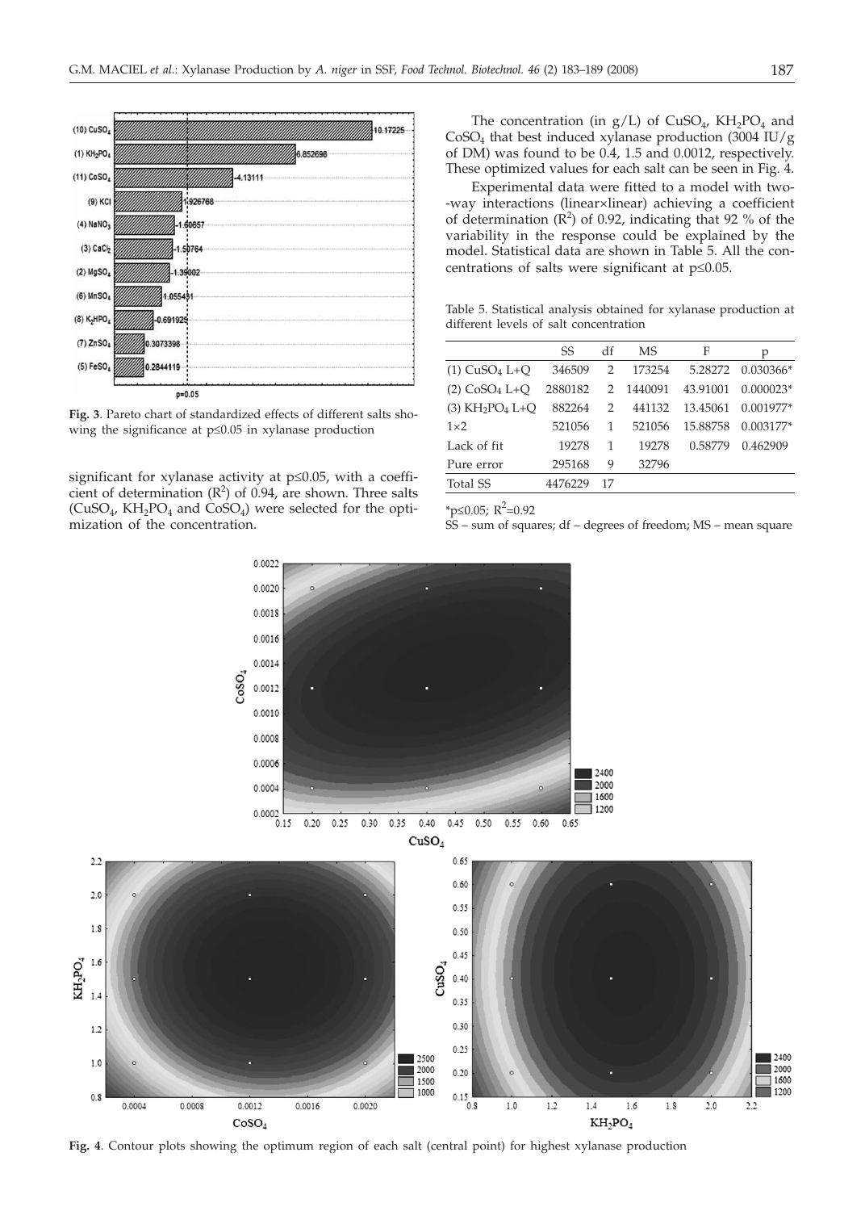**Fig. 3**. Pareto chart of standardized effects of different salts showing the significance at p≤0.05 in xylanase production

significant for xylanase activity at p≤0.05, with a coefficient of determination ($R^2$) of 0.94, are shown. Three salts ($CuSO_4$, $KH_2PO_4$ and $CoSO_4$) were selected for the optimization of the concentration.

The concentration (in g/L) of $CuSO_4$, $KH_2PO_4$ and $CoSO_4$ that best induced xylanase production (3004 IU/g of DM) was found to be 0.4, 1.5 and 0.0012, respectively. These optimized values for each salt can be seen in Fig. 4.

Experimental data were fitted to a model with two-way interactions (linear×linear) achieving a coefficient of determination ($R^2$) of 0.92, indicating that 92 % of the variability in the response could be explained by the model. Statistical data are shown in Table 5. All the concentrations of salts were significant at p≤0.05.

Table 5. Statistical analysis obtained for xylanase production at different levels of salt concentration

| | SS | df | MS | F | p |
|---|---|---|---|---|---|
| (1) $CuSO_4$ L+Q | 346509 | 2 | 173254 | 5.28272 | 0.030366* |
| (2) $CoSO_4$ L+Q | 2880182 | 2 | 1440091 | 43.91001 | 0.000023* |
| (3) $KH_2PO_4$ L+Q | 882264 | 2 | 441132 | 13.45061 | 0.001977* |
| 1×2 | 521056 | 1 | 521056 | 15.88758 | 0.003177* |
| Lack of fit | 19278 | 1 | 19278 | 0.58779 | 0.462909 |
| Pure error | 295168 | 9 | 32796 | | |
| Total SS | 4476229 | 17 | | | |

*p≤0.05; $R^2$=0.92

SS – sum of squares; df – degrees of freedom; MS – mean square

**Fig. 4**. Contour plots showing the optimum region of each salt (central point) for highest xylanase production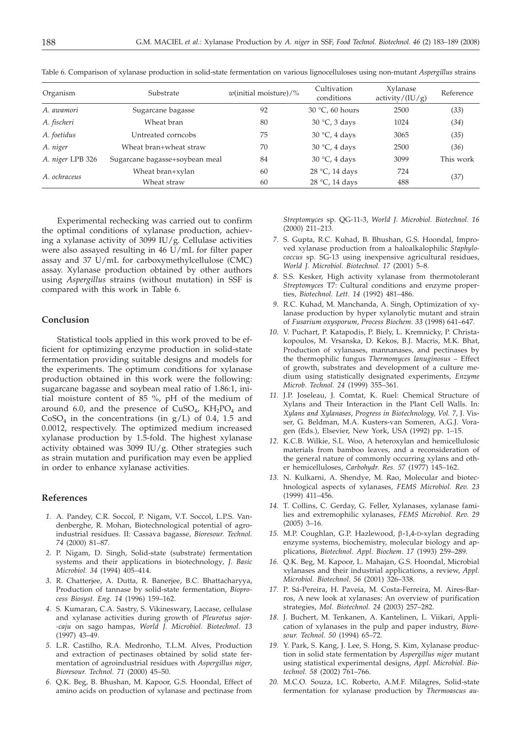Table 6. Comparison of xylanase production in solid-state fermentation on various lignocelluloses using non-mutant *Aspergillus* strains

| Organism | Substrate | $w$(initial moisture)/% | Cultivation conditions | Xylanase activity/(IU/g) | Reference |
|---|---|---|---|---|---|
| *A. awamori* | Sugarcane bagasse | 92 | 30 °C, 60 hours | 2500 | (*33*) |
| *A. fischeri* | Wheat bran | 80 | 30 °C, 3 days | 1024 | (*34*) |
| *A. foetidus* | Untreated corncobs | 75 | 30 °C, 4 days | 3065 | (*35*) |
| *A. niger* | Wheat bran+wheat straw | 70 | 30 °C, 4 days | 2500 | (*36*) |
| *A. niger* LPB 326 | Sugarcane bagasse+soybean meal | 84 | 30 °C, 4 days | 3099 | This work |
| *A. ochraceus* | Wheat bran+xylan | 60 | 28 °C, 14 days | 724 | (*37*) |
| | Wheat straw | 60 | 28 °C, 14 days | 488 | |

Experimental rechecking was carried out to confirm the optimal conditions of xylanase production, achieving a xylanase activity of 3099 IU/g. Cellulase activities were also assayed resulting in 46 U/mL for filter paper assay and 37 U/mL for carboxymethylcellulose (CMC) assay. Xylanase production obtained by other authors using *Aspergillus* strains (without mutation) in SSF is compared with this work in Table 6.

## Conclusion

Statistical tools applied in this work proved to be efficient for optimizing enzyme production in solid-state fermentation providing suitable designs and models for the experiments. The optimum conditions for xylanase production obtained in this work were the following: sugarcane bagasse and soybean meal ratio of 1.86:1, initial moisture content of 85 %, pH of the medium of around 6.0, and the presence of $CuSO_4$, $KH_2PO_4$ and $CoSO_4$ in the concentrations (in g/L) of 0.4, 1.5 and 0.0012, respectively. The optimized medium increased xylanase production by 1.5-fold. The highest xylanase activity obtained was 3099 IU/g. Other strategies such as strain mutation and purification may even be applied in order to enhance xylanase activities.

## References

1. A. Pandey, C.R. Soccol, P. Nigam, V.T. Soccol, L.P.S. Vandenberghe, R. Mohan, Biotechnological potential of agro-industrial residues. II: Cassava bagasse, *Bioresour. Technol. 74* (2000) 81–87.
2. P. Nigam, D. Singh, Solid-state (substrate) fermentation systems and their applications in biotechnology, *J. Basic Microbiol. 34* (1994) 405–414.
3. R. Chatterjee, A. Dutta, R. Banerjee, B.C. Bhattacharyya, Production of tannase by solid-state fermentation, *Bioprocess Biosyst. Eng. 14* (1996) 159–162.
4. S. Kumaran, C.A. Sastry, S. Vikineswary, Laccase, cellulase and xylanase activities during growth of *Pleurotus sajor-caju* on sago hampas, *World J. Microbiol. Biotechnol. 13* (1997) 43–49.
5. L.R. Castilho, R.A. Medronho, T.L.M. Alves, Production and extraction of pectinases obtained by solid state fermentation of agroindustrial residues with *Aspergillus niger*, *Bioresour. Technol. 71* (2000) 45–50.
6. Q.K. Beg, B. Bhushan, M. Kapoor, G.S. Hoondal, Effect of amino acids on production of xylanase and pectinase from *Streptomyces* sp. QG-11-3, *World J. Microbiol. Biotechnol. 16* (2000) 211–213.
7. S. Gupta, R.C. Kuhad, B. Bhushan, G.S. Hoondal, Improved xylanase production from a haloalkalophilic *Staphylococcus* sp. SG-13 using inexpensive agricultural residues, *World J. Microbiol. Biotechnol. 17* (2001) 5–8.
8. S.S. Kesker, High activity xylanase from thermotolerant *Streptomyces* T7: Cultural conditions and enzyme properties, *Biotechnol. Lett. 14* (1992) 481–486.
9. R.C. Kuhad, M. Manchanda, A. Singh, Optimization of xylanase production by hyper xylanolytic mutant and strain of *Fusarium oxysporum*, *Process Biochem. 33* (1998) 641–647.
10. V. Puchart, P. Katapodis, P. Biely, L. Kremnicky, P. Christakopoulos, M. Vrsanska, D. Kekos, B.J. Macris, M.K. Bhat, Production of xylanases, mannanases, and pectinases by the thermophilic fungus *Thermomyces lanuginosus* – Effect of growth, substrates and development of a culture medium using statistically designated experiments, *Enzyme Microb. Technol. 24* (1999) 355–361.
11. J.P. Joseleau, J. Comtat, K. Ruel: Chemical Structure of Xylans and Their Interaction in the Plant Cell Walls. In: *Xylans and Xylanases, Progress in Biotechnology, Vol. 7*, J. Visser, G. Beldman, M.A. Kusters-van Someren, A.G.J. Voragen (Eds.), Elsevier, New York, USA (1992) pp. 1–15.
12. K.C.B. Wilkie, S.L. Woo, A heteroxylan and hemicellulosic materials from bamboo leaves, and a reconsideration of the general nature of commonly occurring xylans and other hemicelluloses, *Carbohydr. Res. 57* (1977) 145–162.
13. N. Kulkarni, A. Shendye, M. Rao, Molecular and biotechnological aspects of xylanases, *FEMS Microbiol. Rev. 23* (1999) 411–456.
14. T. Collins, C. Gerday, G. Feller, Xylanases, xylanase families and extremophilic xylanases, *FEMS Microbiol. Rev. 29* (2005) 3–16.
15. M.P. Coughlan, G.P. Hazlewood, β-1,4-D-xylan degrading enzyme systems, biochemistry, molecular biology and applications, *Biotechnol. Appl. Biochem. 17* (1993) 259–289.
16. Q.K. Beg, M. Kapoor, L. Mahajan, G.S. Hoondal, Microbial xylanases and their industrial applications, a review, *Appl. Microbiol. Biotechnol. 56* (2001) 326–338.
17. P. Sá-Pereira, H. Paveia, M. Costa-Ferreira, M. Aires-Barros, A new look at xylanases: An overview of purification strategies, *Mol. Biotechnol. 24* (2003) 257–282.
18. J. Buchert, M. Tenkanen, A. Kantelinen, L. Viikari, Application of xylanases in the pulp and paper industry, *Bioresour. Technol. 50* (1994) 65–72.
19. Y. Park, S. Kang, J. Lee, S. Hong, S. Kim, Xylanase production in solid state fermentation by *Aspergillus niger* mutant using statistical experimental designs, *Appl. Microbiol. Biotechnol. 58* (2002) 761–766.
20. M.C.O. Souza, I.C. Roberto, A.M.F. Milagres, Solid-state fermentation for xylanase production by *Thermoascus au-*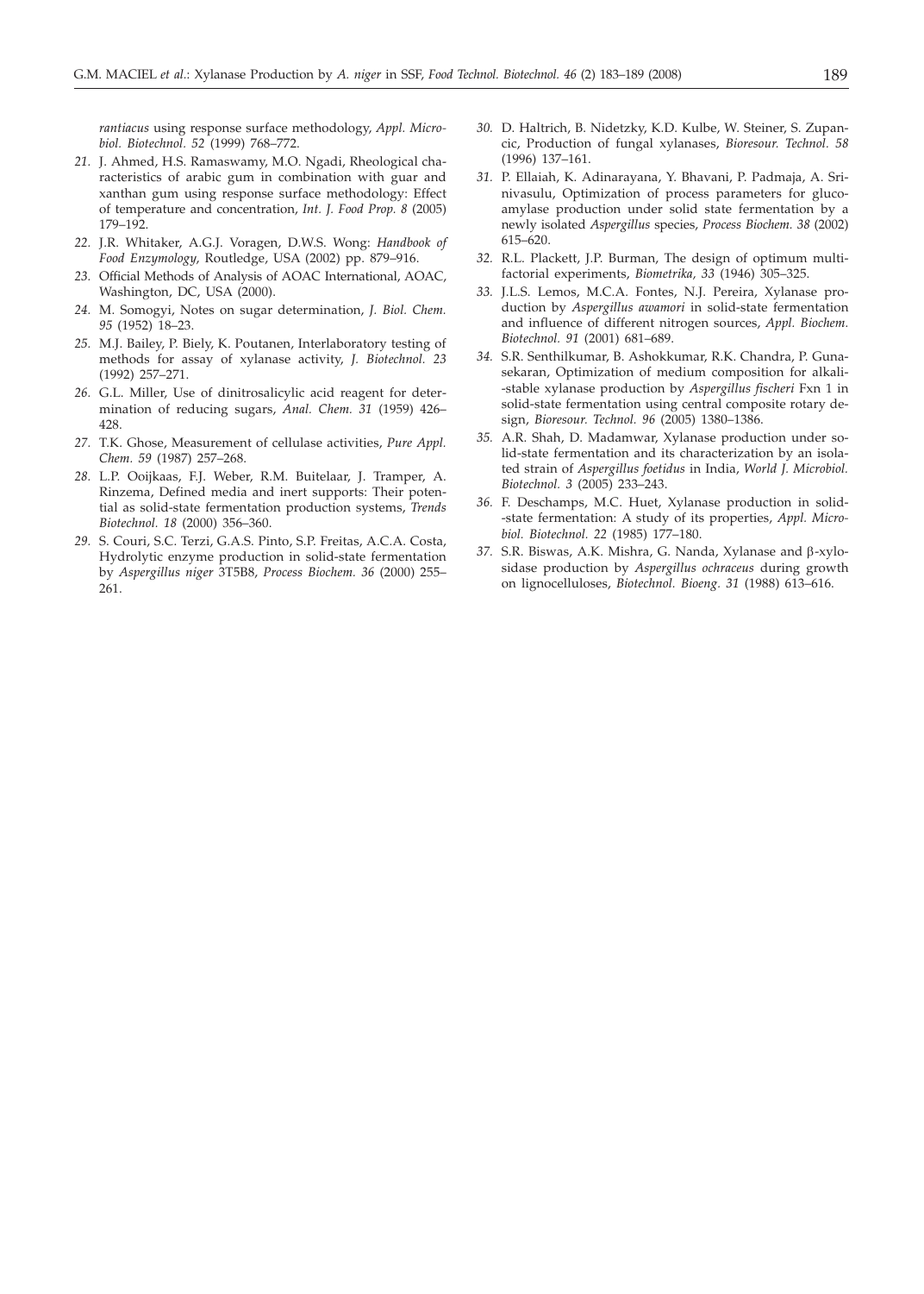*rantiacus* using response surface methodology, *Appl. Microbiol. Biotechnol. 52* (1999) 768–772.

*21.* J. Ahmed, H.S. Ramaswamy, M.O. Ngadi, Rheological characteristics of arabic gum in combination with guar and xanthan gum using response surface methodology: Effect of temperature and concentration, *Int. J. Food Prop. 8* (2005) 179–192.

*22.* J.R. Whitaker, A.G.J. Voragen, D.W.S. Wong: *Handbook of Food Enzymology*, Routledge, USA (2002) pp. 879–916.

*23.* Official Methods of Analysis of AOAC International, AOAC, Washington, DC, USA (2000).

*24.* M. Somogyi, Notes on sugar determination, *J. Biol. Chem. 95* (1952) 18–23.

*25.* M.J. Bailey, P. Biely, K. Poutanen, Interlaboratory testing of methods for assay of xylanase activity, *J. Biotechnol. 23* (1992) 257–271.

*26.* G.L. Miller, Use of dinitrosalicylic acid reagent for determination of reducing sugars, *Anal. Chem. 31* (1959) 426–428.

*27.* T.K. Ghose, Measurement of cellulase activities, *Pure Appl. Chem. 59* (1987) 257–268.

*28.* L.P. Ooijkaas, F.J. Weber, R.M. Buitelaar, J. Tramper, A. Rinzema, Defined media and inert supports: Their potential as solid-state fermentation production systems, *Trends Biotechnol. 18* (2000) 356–360.

*29.* S. Couri, S.C. Terzi, G.A.S. Pinto, S.P. Freitas, A.C.A. Costa, Hydrolytic enzyme production in solid-state fermentation by *Aspergillus niger* 3T5B8, *Process Biochem. 36* (2000) 255–261.

*30.* D. Haltrich, B. Nidetzky, K.D. Kulbe, W. Steiner, S. Zupancic, Production of fungal xylanases, *Bioresour. Technol. 58* (1996) 137–161.

*31.* P. Ellaiah, K. Adinarayana, Y. Bhavani, P. Padmaja, A. Srinivasulu, Optimization of process parameters for glucoamylase production under solid state fermentation by a newly isolated *Aspergillus* species, *Process Biochem. 38* (2002) 615–620.

*32.* R.L. Plackett, J.P. Burman, The design of optimum multifactorial experiments, *Biometrika, 33* (1946) 305–325.

*33.* J.L.S. Lemos, M.C.A. Fontes, N.J. Pereira, Xylanase production by *Aspergillus awamori* in solid-state fermentation and influence of different nitrogen sources, *Appl. Biochem. Biotechnol. 91* (2001) 681–689.

*34.* S.R. Senthilkumar, B. Ashokkumar, R.K. Chandra, P. Gunasekaran, Optimization of medium composition for alkali-stable xylanase production by *Aspergillus fischeri* Fxn 1 in solid-state fermentation using central composite rotary design, *Bioresour. Technol. 96* (2005) 1380–1386.

*35.* A.R. Shah, D. Madamwar, Xylanase production under solid-state fermentation and its characterization by an isolated strain of *Aspergillus foetidus* in India, *World J. Microbiol. Biotechnol. 3* (2005) 233–243.

*36.* F. Deschamps, M.C. Huet, Xylanase production in solid-state fermentation: A study of its properties, *Appl. Microbiol. Biotechnol. 22* (1985) 177–180.

*37.* S.R. Biswas, A.K. Mishra, G. Nanda, Xylanase and $\beta$-xylosidase production by *Aspergillus ochraceus* during growth on lignocelluloses, *Biotechnol. Bioeng. 31* (1988) 613–616.